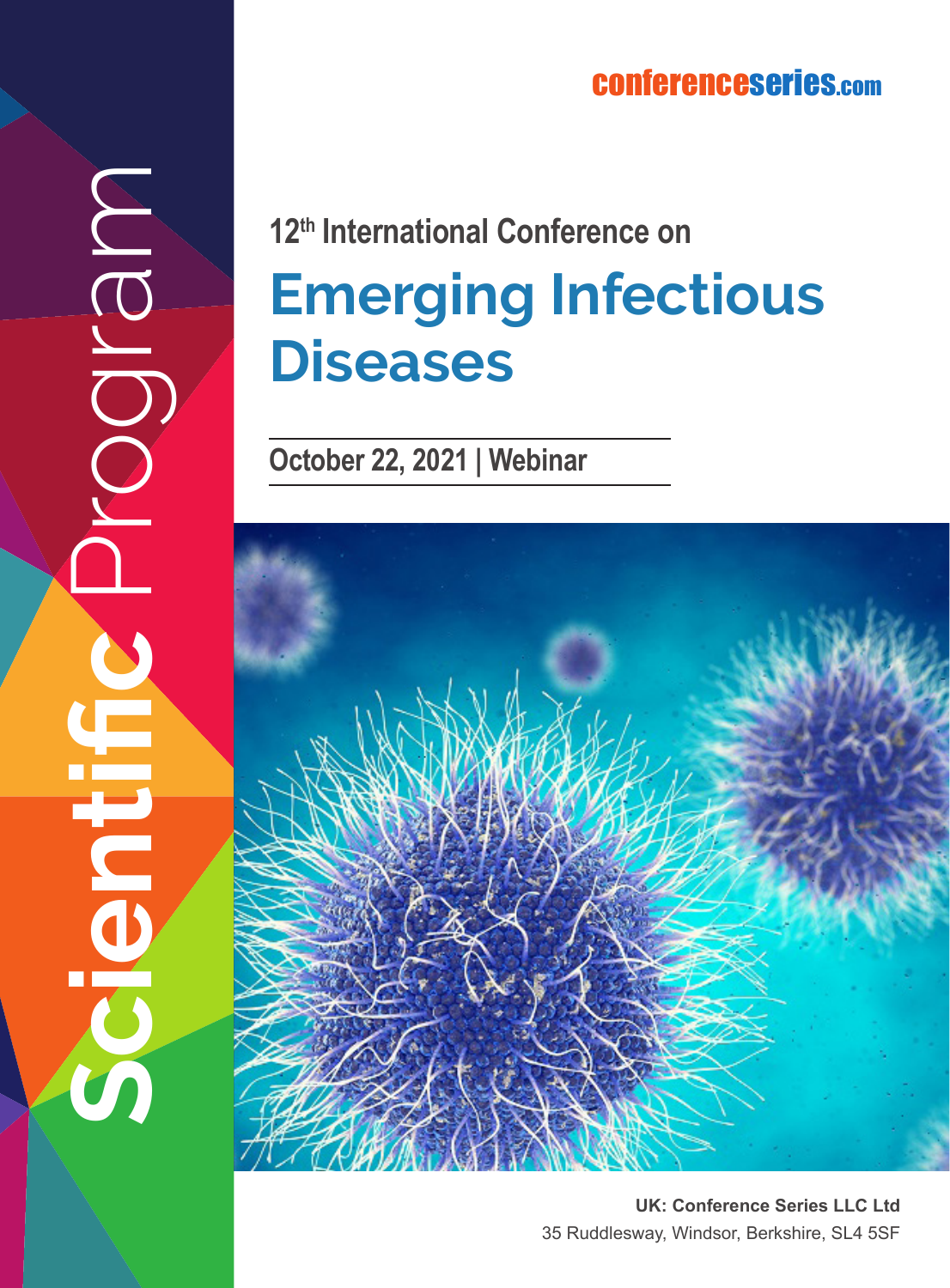conferenceseries.com

Scientific Program

12th International Conference on

# Emerging Infectious Diseases

**October 22, 2021 | Webinar**

**UK: Conference Series LLC Ltd**
35 Ruddlesway, Windsor, Berkshire, SL4 5SF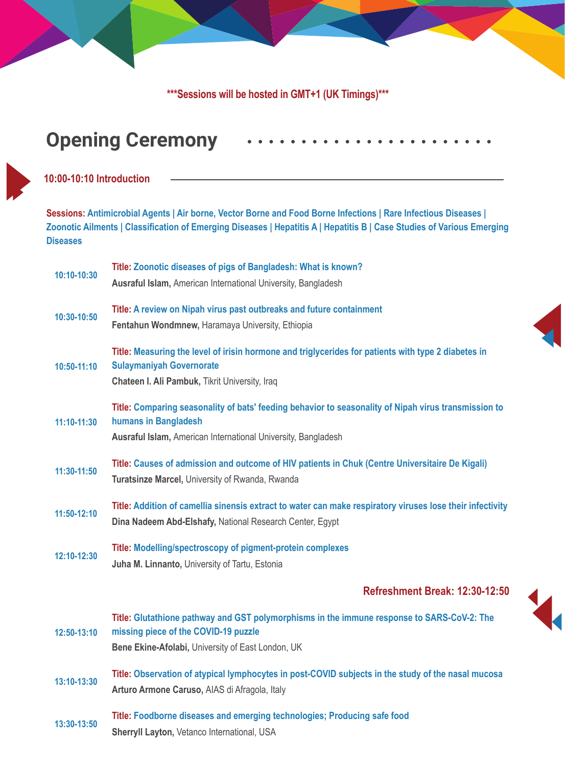***Sessions will be hosted in GMT+1 (UK Timings)***

## Opening Ceremony

**10:00-10:10 Introduction**

**Sessions:** Antimicrobial Agents | Air borne, Vector Borne and Food Borne Infections | Rare Infectious Diseases | Zoonotic Ailments | Classification of Emerging Diseases | Hepatitis A | Hepatitis B | Case Studies of Various Emerging Diseases

| Time | Presentation |
|---|---|
| 10:10-10:30 | **Title:** Zoonotic diseases of pigs of Bangladesh: What is known?<br>**Ausraful Islam,** American International University, Bangladesh |
| 10:30-10:50 | **Title:** A review on Nipah virus past outbreaks and future containment<br>**Fentahun Wondmnew,** Haramaya University, Ethiopia |
| 10:50-11:10 | **Title:** Measuring the level of irisin hormone and triglycerides for patients with type 2 diabetes in Sulaymaniyah Governorate<br>**Chateen I. Ali Pambuk,** Tikrit University, Iraq |
| 11:10-11:30 | **Title:** Comparing seasonality of bats' feeding behavior to seasonality of Nipah virus transmission to humans in Bangladesh<br>**Ausraful Islam,** American International University, Bangladesh |
| 11:30-11:50 | **Title:** Causes of admission and outcome of HIV patients in Chuk (Centre Universitaire De Kigali)<br>**Turatsinze Marcel,** University of Rwanda, Rwanda |
| 11:50-12:10 | **Title:** Addition of camellia sinensis extract to water can make respiratory viruses lose their infectivity<br>**Dina Nadeem Abd-Elshafy,** National Research Center, Egypt |
| 12:10-12:30 | **Title:** Modelling/spectroscopy of pigment-protein complexes<br>**Juha M. Linnanto,** University of Tartu, Estonia |

**Refreshment Break: 12:30-12:50**

| Time | Presentation |
|---|---|
| 12:50-13:10 | **Title:** Glutathione pathway and GST polymorphisms in the immune response to SARS-CoV-2: The missing piece of the COVID-19 puzzle<br>**Bene Ekine-Afolabi,** University of East London, UK |
| 13:10-13:30 | **Title:** Observation of atypical lymphocytes in post-COVID subjects in the study of the nasal mucosa<br>**Arturo Armone Caruso,** AIAS di Afragola, Italy |
| 13:30-13:50 | **Title:** Foodborne diseases and emerging technologies; Producing safe food<br>**Sherryll Layton,** Vetanco International, USA |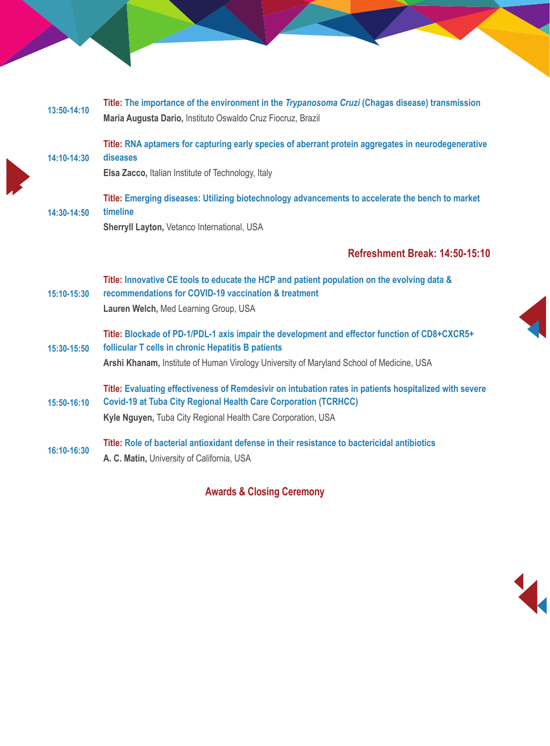13:50-14:10 **Title: The importance of the environment in the *Trypanosoma Cruzi* (Chagas disease) transmission**
**Maria Augusta Dario,** Instituto Oswaldo Cruz Fiocruz, Brazil

14:10-14:30 **Title: RNA aptamers for capturing early species of aberrant protein aggregates in neurodegenerative diseases**
**Elsa Zacco,** Italian Institute of Technology, Italy

14:30-14:50 **Title: Emerging diseases: Utilizing biotechnology advancements to accelerate the bench to market timeline**
**Sherryll Layton,** Vetanco International, USA

**Refreshment Break: 14:50-15:10**

15:10-15:30 **Title: Innovative CE tools to educate the HCP and patient population on the evolving data & recommendations for COVID-19 vaccination & treatment**
**Lauren Welch,** Med Learning Group, USA

15:30-15:50 **Title: Blockade of PD-1/PDL-1 axis impair the development and effector function of CD8+CXCR5+ follicular T cells in chronic Hepatitis B patients**
**Arshi Khanam,** Institute of Human Virology University of Maryland School of Medicine, USA

15:50-16:10 **Title: Evaluating effectiveness of Remdesivir on intubation rates in patients hospitalized with severe Covid-19 at Tuba City Regional Health Care Corporation (TCRHCC)**
**Kyle Nguyen,** Tuba City Regional Health Care Corporation, USA

16:10-16:30 **Title: Role of bacterial antioxidant defense in their resistance to bactericidal antibiotics**
**A. C. Matin,** University of California, USA

**Awards & Closing Ceremony**